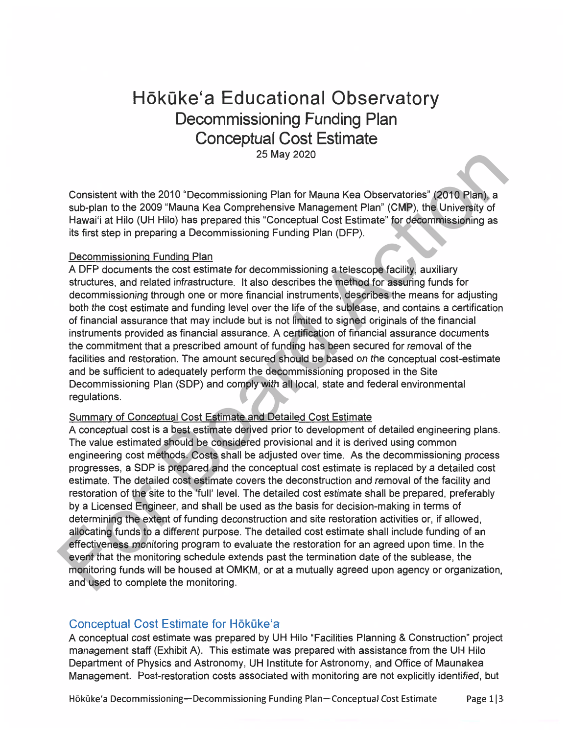# Hōkūke'a Educational Observatory

## Decommissioning Funding Plan

## Conceptual Cost Estimate

25 May 2020

Consistent with the 2010 "Decommissioning Plan for Mauna Kea Observatories" (2010 Plan), a sub-plan to the 2009 "Mauna Kea Comprehensive Management Plan" (CMP), the University of Hawai'i at Hilo (UH Hilo) has prepared this "Conceptual Cost Estimate" for decommissioning as its first step in preparing a Decommissioning Funding Plan (DFP).

Decommissioning Funding Plan

A DFP documents the cost estimate for decommissioning a telescope facility, auxiliary structures, and related infrastructure. It also describes the method for assuring funds for decommissioning through one or more financial instruments, describes the means for adjusting both the cost estimate and funding level over the life of the sublease, and contains a certification of financial assurance that may include but is not limited to signed originals of the financial instruments provided as financial assurance. A certification of financial assurance documents the commitment that a prescribed amount of funding has been secured for removal of the facilities and restoration. The amount secured should be based on the conceptual cost-estimate and be sufficient to adequately perform the decommissioning proposed in the Site Decommissioning Plan (SDP) and comply with all local, state and federal environmental regulations.

Summary of Conceptual Cost Estimate and Detailed Cost Estimate

A conceptual cost is a best estimate derived prior to development of detailed engineering plans. The value estimated should be considered provisional and it is derived using common engineering cost methods. Costs shall be adjusted over time. As the decommissioning process progresses, a SDP is prepared and the conceptual cost estimate is replaced by a detailed cost estimate. The detailed cost estimate covers the deconstruction and removal of the facility and restoration of the site to the 'full' level. The detailed cost estimate shall be prepared, preferably by a Licensed Engineer, and shall be used as the basis for decision-making in terms of determining the extent of funding deconstruction and site restoration activities or, if allowed, allocating funds to a different purpose. The detailed cost estimate shall include funding of an effectiveness monitoring program to evaluate the restoration for an agreed upon time. In the event that the monitoring schedule extends past the termination date of the sublease, the monitoring funds will be housed at OMKM, or at a mutually agreed upon agency or organization, and used to complete the monitoring.

## Conceptual Cost Estimate for Hōkūke'a

A conceptual cost estimate was prepared by UH Hilo "Facilities Planning & Construction" project management staff (Exhibit A). This estimate was prepared with assistance from the UH Hilo Department of Physics and Astronomy, UH Institute for Astronomy, and Office of Maunakea Management. Post-restoration costs associated with monitoring are not explicitly identified, but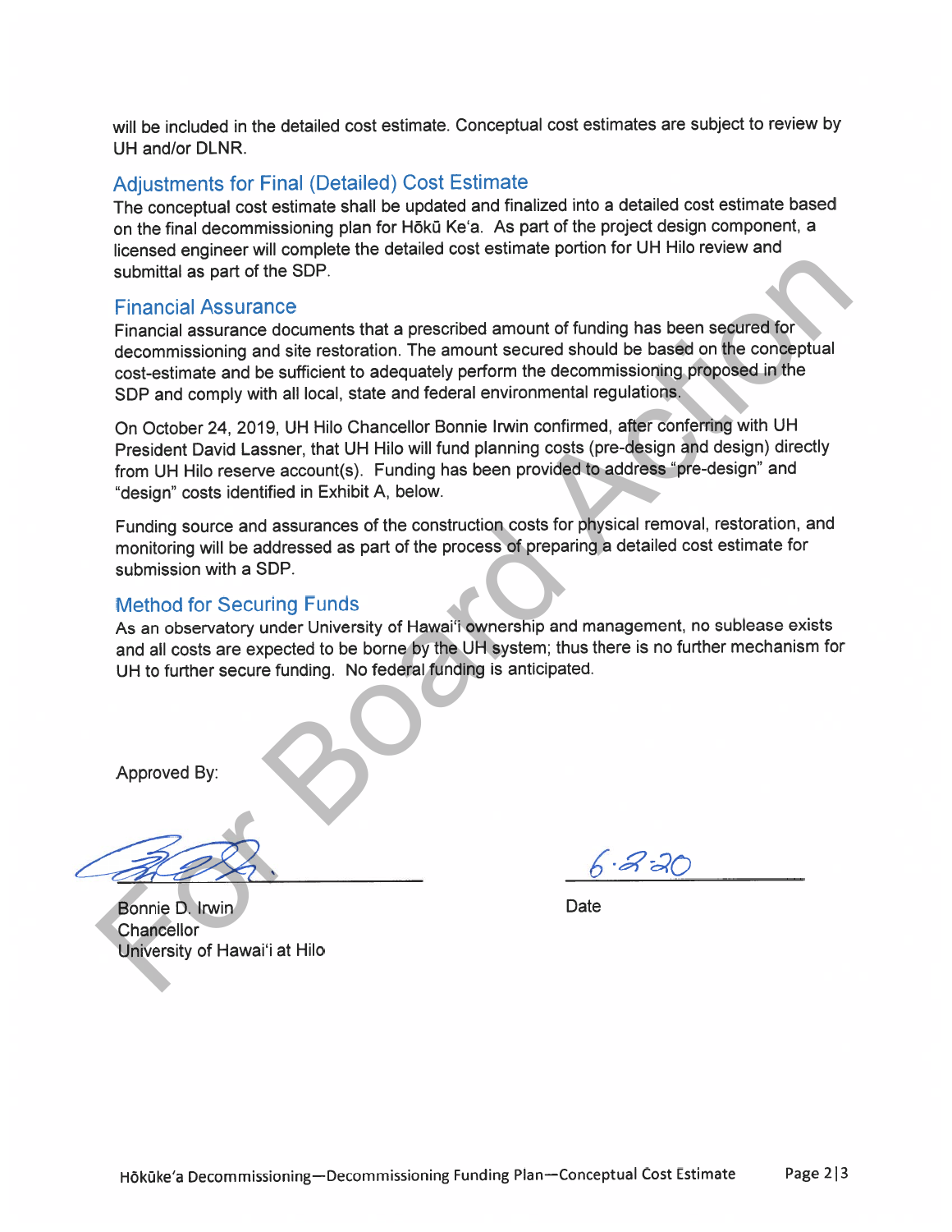will be included in the detailed cost estimate. Conceptual cost estimates are subject to review by UH and/or DLNR.

## Adjustments for Final (Detailed) Cost Estimate

The conceptual cost estimate shall be updated and finalized into a detailed cost estimate based on the final decommissioning plan for Hōkū Keʻa. As part of the project design component, a licensed engineer will complete the detailed cost estimate portion for UH Hilo review and submittal as part of the SDP.

## Financial Assurance

Financial assurance documents that a prescribed amount of funding has been secured for decommissioning and site restoration. The amount secured should be based on the conceptual cost-estimate and be sufficient to adequately perform the decommissioning proposed in the SDP and comply with all local, state and federal environmental regulations.

On October 24, 2019, UH Hilo Chancellor Bonnie Irwin confirmed, after conferring with UH President David Lassner, that UH Hilo will fund planning costs (pre-design and design) directly from UH Hilo reserve account(s). Funding has been provided to address "pre-design" and "design" costs identified in Exhibit A, below.

Funding source and assurances of the construction costs for physical removal, restoration, and monitoring will be addressed as part of the process of preparing a detailed cost estimate for submission with a SDP.

## Method for Securing Funds

As an observatory under University of Hawaiʻi ownership and management, no sublease exists and all costs are expected to be borne by the UH system; thus there is no further mechanism for UH to further secure funding. No federal funding is anticipated.

Approved By:

_______________________________ 6-2-20
Bonnie D. Irwin Date
Chancellor
University of Hawaiʻi at Hilo

For Board Action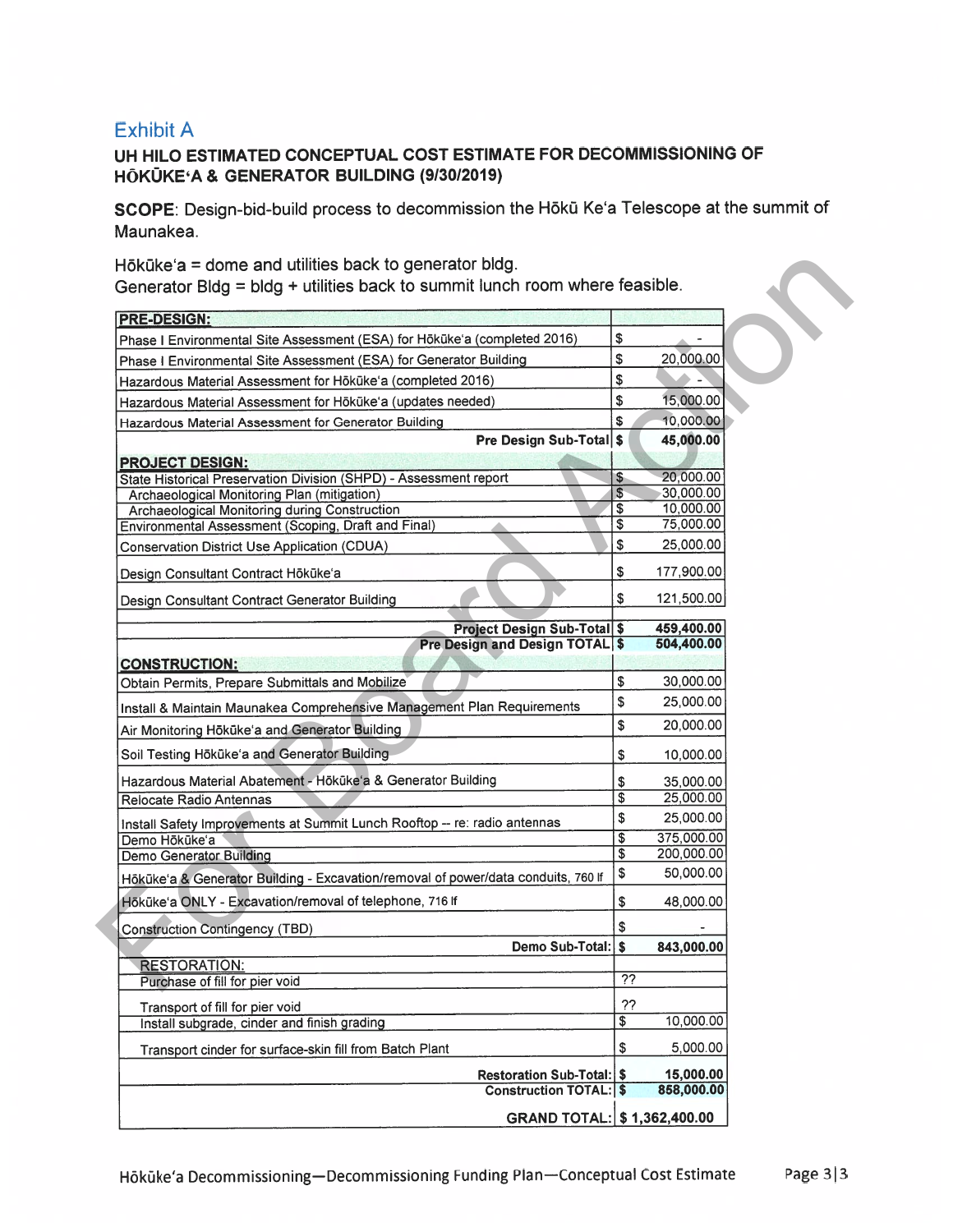## Exhibit A

### UH HILO ESTIMATED CONCEPTUAL COST ESTIMATE FOR DECOMMISSIONING OF HŌKŪKE'A & GENERATOR BUILDING (9/30/2019)

**SCOPE**: Design-bid-build process to decommission the Hōkū Ke'a Telescope at the summit of Maunakea.

Hōkūke'a = dome and utilities back to generator bldg.
Generator Bldg = bldg + utilities back to summit lunch room where feasible.

| | |
|---|---|
| **PRE-DESIGN:** | |
| Phase I Environmental Site Assessment (ESA) for Hōkūke'a (completed 2016) | $ - |
| Phase I Environmental Site Assessment (ESA) for Generator Building | $ 20,000.00 |
| Hazardous Material Assessment for Hōkūke'a (completed 2016) | $ - |
| Hazardous Material Assessment for Hōkūke'a (updates needed) | $ 15,000.00 |
| Hazardous Material Assessment for Generator Building | $ 10,000.00 |
| **Pre Design Sub-Total** | **$ 45,000.00** |
| **PROJECT DESIGN:** | |
| State Historical Preservation Division (SHPD) - Assessment report | $ 20,000.00 |
| Archaeological Monitoring Plan (mitigation) | $ 30,000.00 |
| Archaeological Monitoring during Construction | $ 10,000.00 |
| Environmental Assessment (Scoping, Draft and Final) | $ 75,000.00 |
| Conservation District Use Application (CDUA) | $ 25,000.00 |
| Design Consultant Contract Hōkūke'a | $ 177,900.00 |
| Design Consultant Contract Generator Building | $ 121,500.00 |
| **Project Design Sub-Total** | **$ 459,400.00** |
| **Pre Design and Design TOTAL** | **$ 504,400.00** |
| **CONSTRUCTION:** | |
| Obtain Permits, Prepare Submittals and Mobilize | $ 30,000.00 |
| Install & Maintain Maunakea Comprehensive Management Plan Requirements | $ 25,000.00 |
| Air Monitoring Hōkūke'a and Generator Building | $ 20,000.00 |
| Soil Testing Hōkūke'a and Generator Building | $ 10,000.00 |
| Hazardous Material Abatement - Hōkūke'a & Generator Building | $ 35,000.00 |
| Relocate Radio Antennas | $ 25,000.00 |
| Install Safety Improvements at Summit Lunch Rooftop -- re: radio antennas | $ 25,000.00 |
| Demo Hōkūke'a | $ 375,000.00 |
| Demo Generator Building | $ 200,000.00 |
| Hōkūke'a & Generator Building - Excavation/removal of power/data conduits, 760 lf | $ 50,000.00 |
| Hōkūke'a ONLY - Excavation/removal of telephone, 716 lf | $ 48,000.00 |
| Construction Contingency (TBD) | $ - |
| **Demo Sub-Total:** | **$ 843,000.00** |
| RESTORATION: | |
| Purchase of fill for pier void | ?? |
| Transport of fill for pier void | ?? |
| Install subgrade, cinder and finish grading | $ 10,000.00 |
| Transport cinder for surface-skin fill from Batch Plant | $ 5,000.00 |
| **Restoration Sub-Total:** | **$ 15,000.00** |
| **Construction TOTAL:** | **$ 858,000.00** |
| **GRAND TOTAL:** | **$ 1,362,400.00** |

For Board Action

Hōkūke'a Decommissioning—Decommissioning Funding Plan—Conceptual Cost Estimate